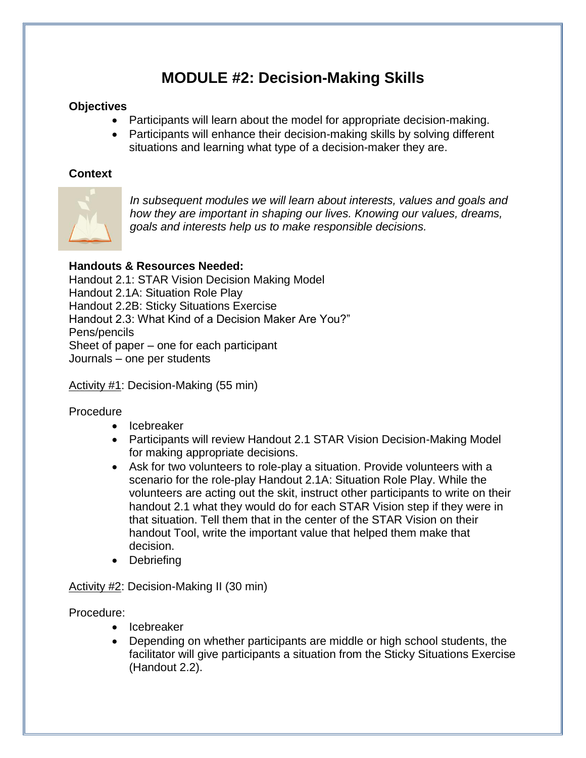# MODULE #2: Decision-Making Skills

**Objectives**

- Participants will learn about the model for appropriate decision-making.
- Participants will enhance their decision-making skills by solving different situations and learning what type of a decision-maker they are.

**Context**

*In subsequent modules we will learn about interests, values and goals and how they are important in shaping our lives. Knowing our values, dreams, goals and interests help us to make responsible decisions.*

**Handouts & Resources Needed:**

Handout 2.1: STAR Vision Decision Making Model
Handout 2.1A: Situation Role Play
Handout 2.2B: Sticky Situations Exercise
Handout 2.3: What Kind of a Decision Maker Are You?"
Pens/pencils
Sheet of paper – one for each participant
Journals – one per students

<u>Activity #1</u>: Decision-Making (55 min)

Procedure

- Icebreaker
- Participants will review Handout 2.1 STAR Vision Decision-Making Model for making appropriate decisions.
- Ask for two volunteers to role-play a situation. Provide volunteers with a scenario for the role-play Handout 2.1A: Situation Role Play. While the volunteers are acting out the skit, instruct other participants to write on their handout 2.1 what they would do for each STAR Vision step if they were in that situation. Tell them that in the center of the STAR Vision on their handout Tool, write the important value that helped them make that decision.
- Debriefing

<u>Activity #2</u>: Decision-Making II (30 min)

Procedure:

- Icebreaker
- Depending on whether participants are middle or high school students, the facilitator will give participants a situation from the Sticky Situations Exercise (Handout 2.2).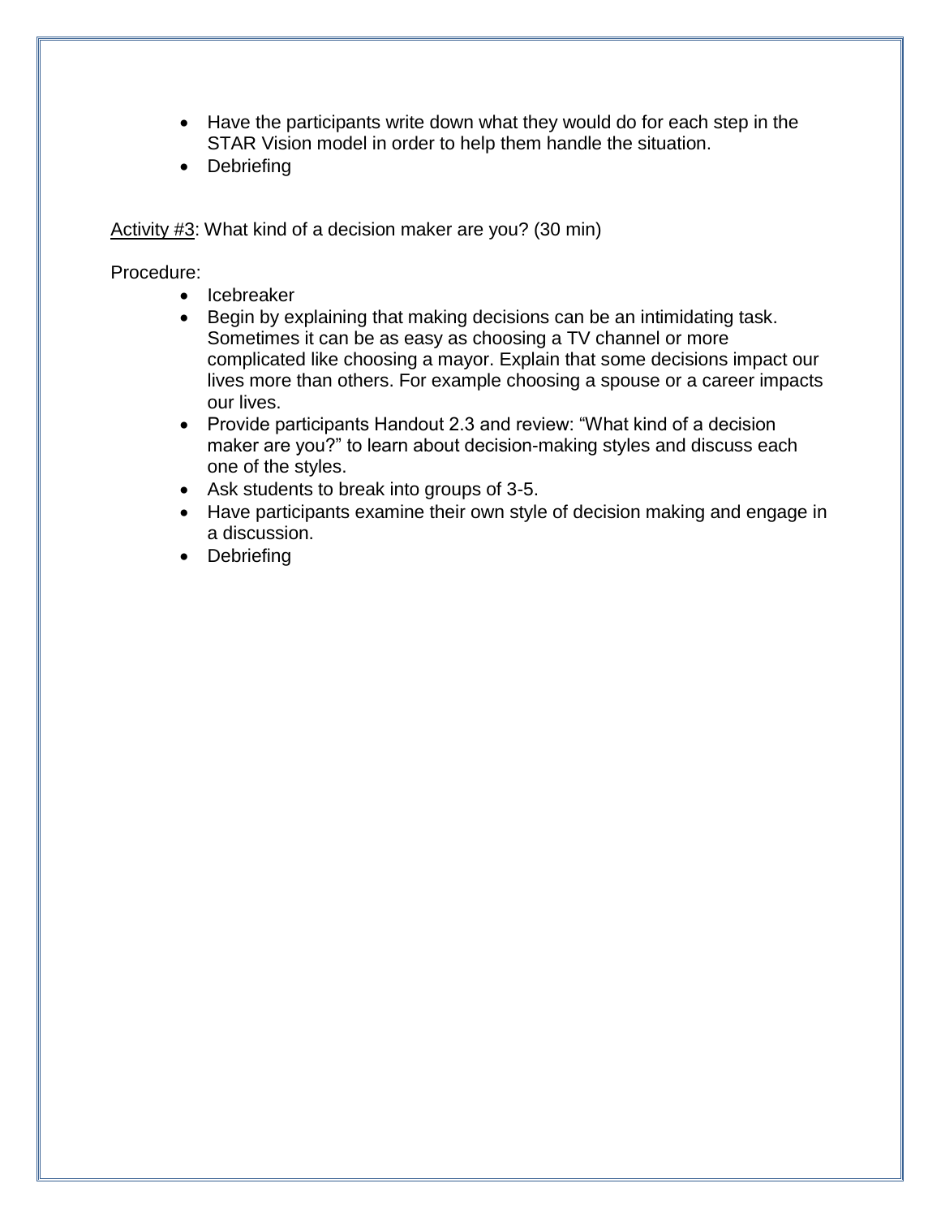- Have the participants write down what they would do for each step in the STAR Vision model in order to help them handle the situation.
- Debriefing

Activity #3: What kind of a decision maker are you? (30 min)

Procedure:

- Icebreaker
- Begin by explaining that making decisions can be an intimidating task. Sometimes it can be as easy as choosing a TV channel or more complicated like choosing a mayor. Explain that some decisions impact our lives more than others. For example choosing a spouse or a career impacts our lives.
- Provide participants Handout 2.3 and review: "What kind of a decision maker are you?" to learn about decision-making styles and discuss each one of the styles.
- Ask students to break into groups of 3-5.
- Have participants examine their own style of decision making and engage in a discussion.
- Debriefing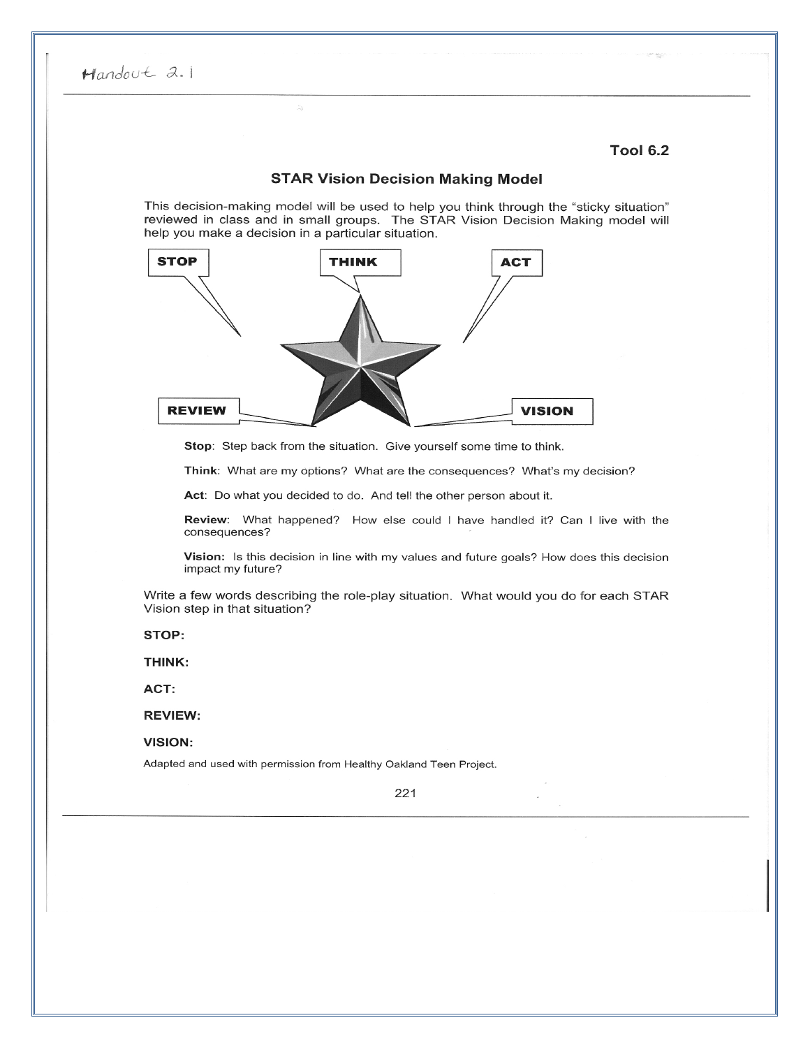Handout 2.1

**Tool 6.2**

## STAR Vision Decision Making Model

This decision-making model will be used to help you think through the "sticky situation" reviewed in class and in small groups. The STAR Vision Decision Making model will help you make a decision in a particular situation.

STOP | THINK | ACT | REVIEW | VISION

**Stop**: Step back from the situation. Give yourself some time to think.

**Think**: What are my options? What are the consequences? What's my decision?

**Act**: Do what you decided to do. And tell the other person about it.

**Review**: What happened? How else could I have handled it? Can I live with the consequences?

**Vision:** Is this decision in line with my values and future goals? How does this decision impact my future?

Write a few words describing the role-play situation. What would you do for each STAR Vision step in that situation?

**STOP:**

**THINK:**

**ACT:**

**REVIEW:**

**VISION:**

Adapted and used with permission from Healthy Oakland Teen Project.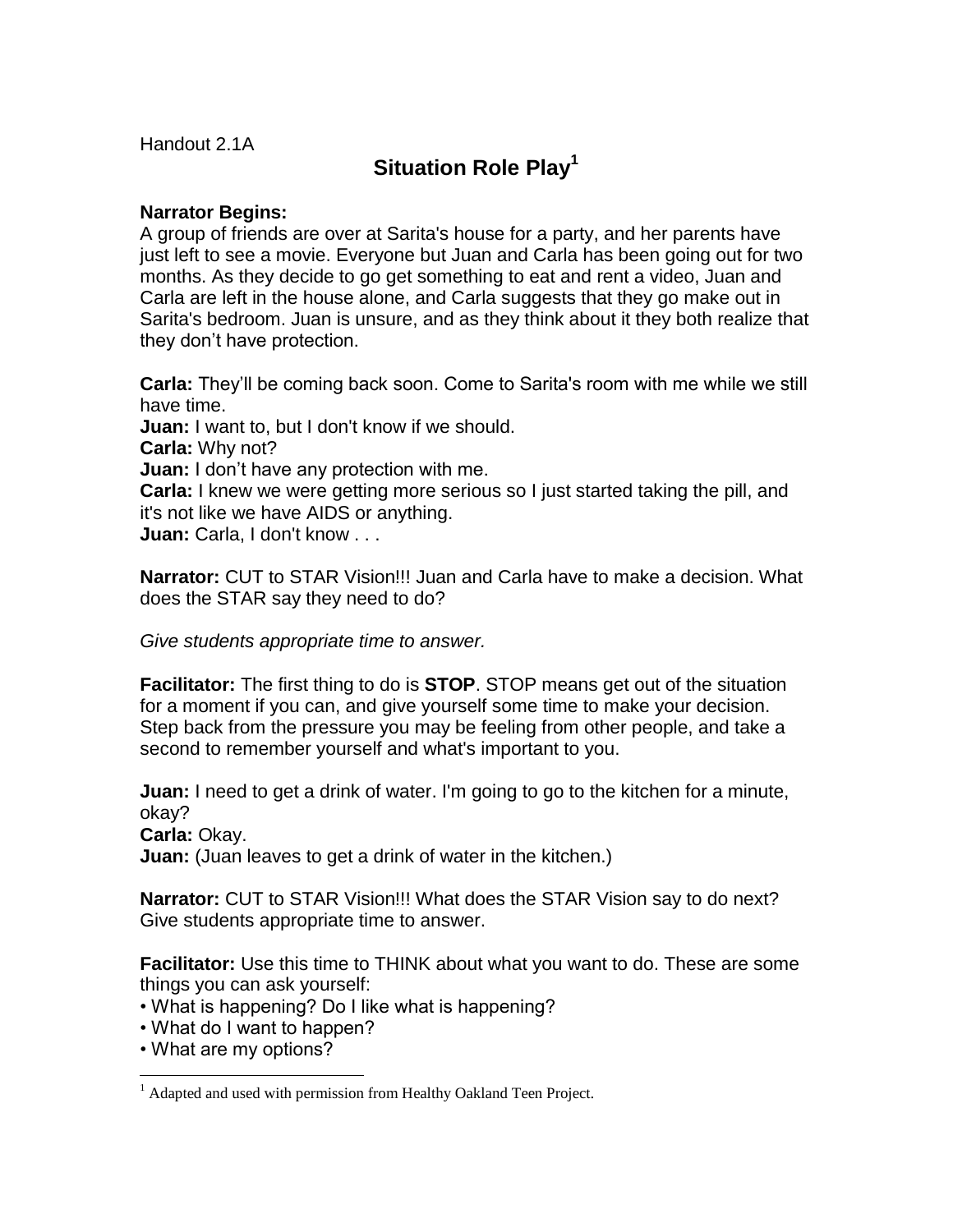Handout 2.1A

# Situation Role Play[1]

**Narrator Begins:**
A group of friends are over at Sarita's house for a party, and her parents have just left to see a movie. Everyone but Juan and Carla has been going out for two months. As they decide to go get something to eat and rent a video, Juan and Carla are left in the house alone, and Carla suggests that they go make out in Sarita's bedroom. Juan is unsure, and as they think about it they both realize that they don't have protection.

**Carla:** They'll be coming back soon. Come to Sarita's room with me while we still have time.
**Juan:** I want to, but I don't know if we should.
**Carla:** Why not?
**Juan:** I don't have any protection with me.
**Carla:** I knew we were getting more serious so I just started taking the pill, and it's not like we have AIDS or anything.
**Juan:** Carla, I don't know . . .

**Narrator:** CUT to STAR Vision!!! Juan and Carla have to make a decision. What does the STAR say they need to do?

*Give students appropriate time to answer.*

**Facilitator:** The first thing to do is **STOP**. STOP means get out of the situation for a moment if you can, and give yourself some time to make your decision. Step back from the pressure you may be feeling from other people, and take a second to remember yourself and what's important to you.

**Juan:** I need to get a drink of water. I'm going to go to the kitchen for a minute, okay?
**Carla:** Okay.
**Juan:** (Juan leaves to get a drink of water in the kitchen.)

**Narrator:** CUT to STAR Vision!!! What does the STAR Vision say to do next? Give students appropriate time to answer.

**Facilitator:** Use this time to THINK about what you want to do. These are some things you can ask yourself:

- What is happening? Do I like what is happening?
- What do I want to happen?
- What are my options?

[1] Adapted and used with permission from Healthy Oakland Teen Project.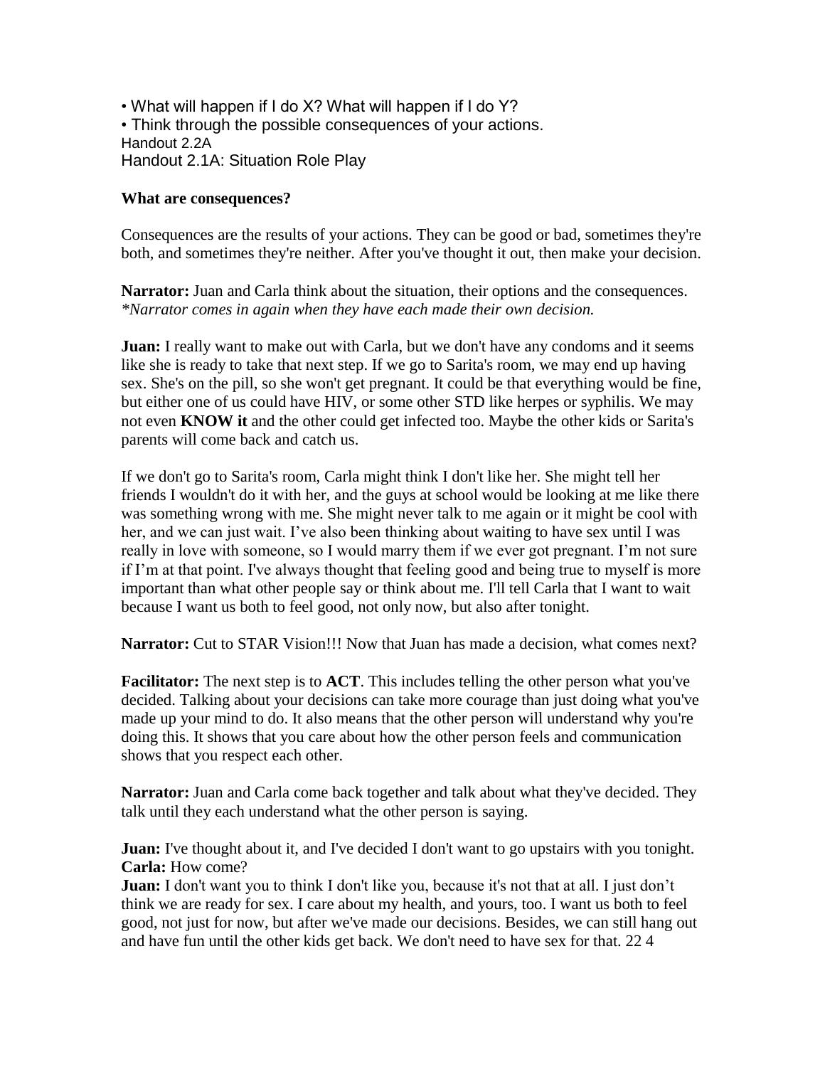• What will happen if I do X? What will happen if I do Y?
• Think through the possible consequences of your actions.
Handout 2.2A
Handout 2.1A: Situation Role Play

**What are consequences?**

Consequences are the results of your actions. They can be good or bad, sometimes they're both, and sometimes they're neither. After you've thought it out, then make your decision.

**Narrator:** Juan and Carla think about the situation, their options and the consequences.
*\*Narrator comes in again when they have each made their own decision.*

**Juan:** I really want to make out with Carla, but we don't have any condoms and it seems like she is ready to take that next step. If we go to Sarita's room, we may end up having sex. She's on the pill, so she won't get pregnant. It could be that everything would be fine, but either one of us could have HIV, or some other STD like herpes or syphilis. We may not even **KNOW it** and the other could get infected too. Maybe the other kids or Sarita's parents will come back and catch us.

If we don't go to Sarita's room, Carla might think I don't like her. She might tell her friends I wouldn't do it with her, and the guys at school would be looking at me like there was something wrong with me. She might never talk to me again or it might be cool with her, and we can just wait. I've also been thinking about waiting to have sex until I was really in love with someone, so I would marry them if we ever got pregnant. I'm not sure if I'm at that point. I've always thought that feeling good and being true to myself is more important than what other people say or think about me. I'll tell Carla that I want to wait because I want us both to feel good, not only now, but also after tonight.

**Narrator:** Cut to STAR Vision!!! Now that Juan has made a decision, what comes next?

**Facilitator:** The next step is to **ACT**. This includes telling the other person what you've decided. Talking about your decisions can take more courage than just doing what you've made up your mind to do. It also means that the other person will understand why you're doing this. It shows that you care about how the other person feels and communication shows that you respect each other.

**Narrator:** Juan and Carla come back together and talk about what they've decided. They talk until they each understand what the other person is saying.

**Juan:** I've thought about it, and I've decided I don't want to go upstairs with you tonight.
**Carla:** How come?
**Juan:** I don't want you to think I don't like you, because it's not that at all. I just don't think we are ready for sex. I care about my health, and yours, too. I want us both to feel good, not just for now, but after we've made our decisions. Besides, we can still hang out and have fun until the other kids get back. We don't need to have sex for that. 22 4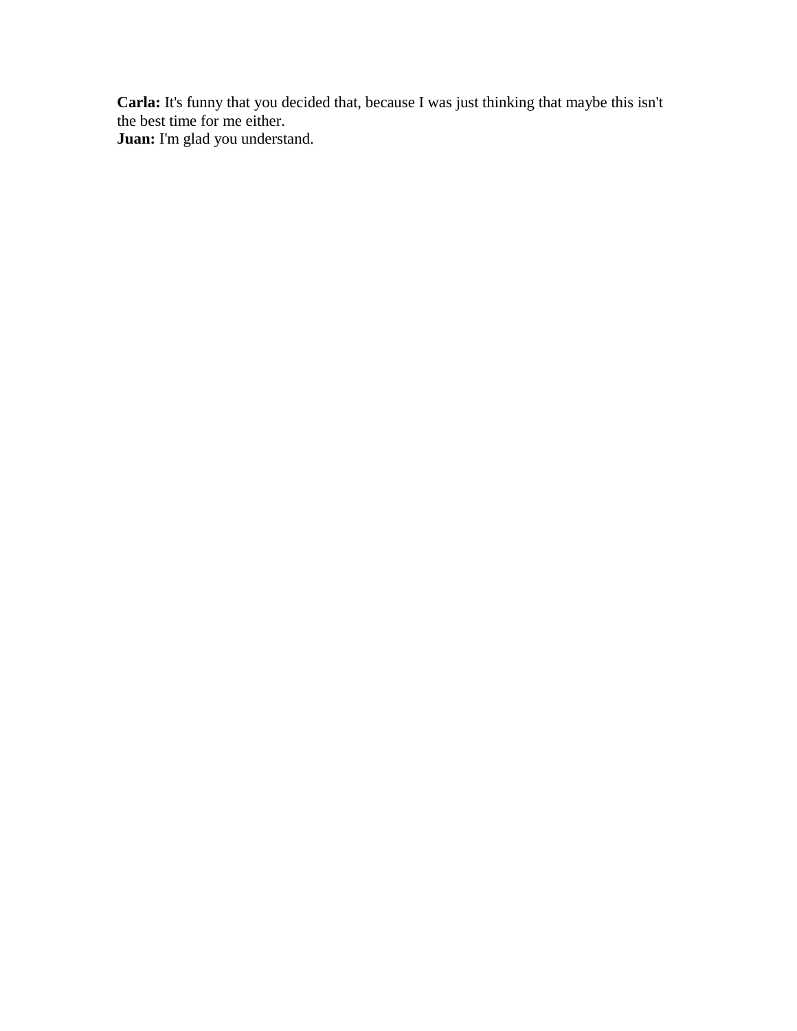**Carla:** It's funny that you decided that, because I was just thinking that maybe this isn't the best time for me either.
**Juan:** I'm glad you understand.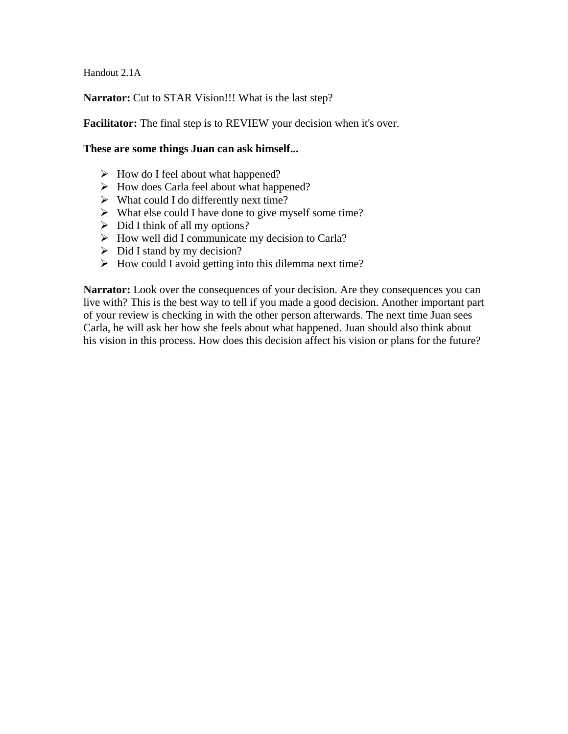Handout 2.1A

**Narrator:** Cut to STAR Vision!!! What is the last step?

**Facilitator:** The final step is to REVIEW your decision when it's over.

**These are some things Juan can ask himself...**

- How do I feel about what happened?
- How does Carla feel about what happened?
- What could I do differently next time?
- What else could I have done to give myself some time?
- Did I think of all my options?
- How well did I communicate my decision to Carla?
- Did I stand by my decision?
- How could I avoid getting into this dilemma next time?

**Narrator:** Look over the consequences of your decision. Are they consequences you can live with? This is the best way to tell if you made a good decision. Another important part of your review is checking in with the other person afterwards. The next time Juan sees Carla, he will ask her how she feels about what happened. Juan should also think about his vision in this process. How does this decision affect his vision or plans for the future?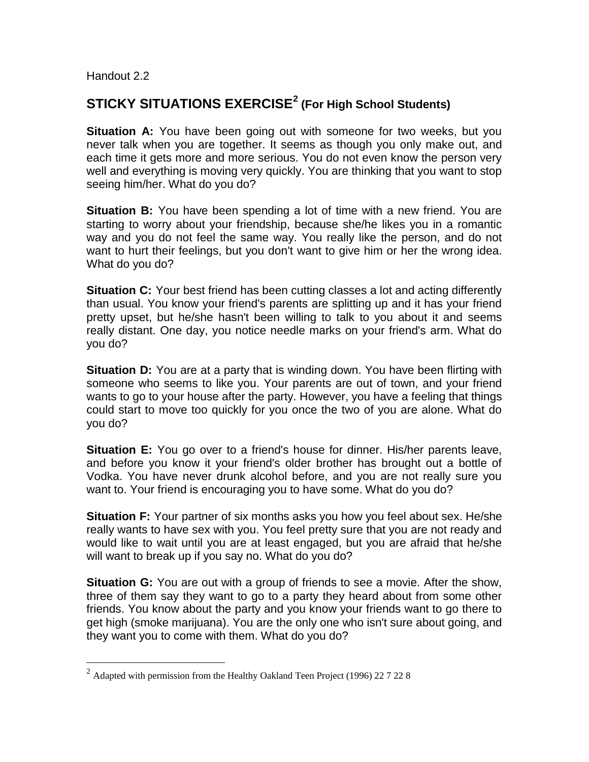Handout 2.2

## STICKY SITUATIONS EXERCISE[2] (For High School Students)

**Situation A:** You have been going out with someone for two weeks, but you never talk when you are together. It seems as though you only make out, and each time it gets more and more serious. You do not even know the person very well and everything is moving very quickly. You are thinking that you want to stop seeing him/her. What do you do?

**Situation B:** You have been spending a lot of time with a new friend. You are starting to worry about your friendship, because she/he likes you in a romantic way and you do not feel the same way. You really like the person, and do not want to hurt their feelings, but you don't want to give him or her the wrong idea. What do you do?

**Situation C:** Your best friend has been cutting classes a lot and acting differently than usual. You know your friend's parents are splitting up and it has your friend pretty upset, but he/she hasn't been willing to talk to you about it and seems really distant. One day, you notice needle marks on your friend's arm. What do you do?

**Situation D:** You are at a party that is winding down. You have been flirting with someone who seems to like you. Your parents are out of town, and your friend wants to go to your house after the party. However, you have a feeling that things could start to move too quickly for you once the two of you are alone. What do you do?

**Situation E:** You go over to a friend's house for dinner. His/her parents leave, and before you know it your friend's older brother has brought out a bottle of Vodka. You have never drunk alcohol before, and you are not really sure you want to. Your friend is encouraging you to have some. What do you do?

**Situation F:** Your partner of six months asks you how you feel about sex. He/she really wants to have sex with you. You feel pretty sure that you are not ready and would like to wait until you are at least engaged, but you are afraid that he/she will want to break up if you say no. What do you do?

**Situation G:** You are out with a group of friends to see a movie. After the show, three of them say they want to go to a party they heard about from some other friends. You know about the party and you know your friends want to go there to get high (smoke marijuana). You are the only one who isn't sure about going, and they want you to come with them. What do you do?

---

[2] Adapted with permission from the Healthy Oakland Teen Project (1996) 22 7 22 8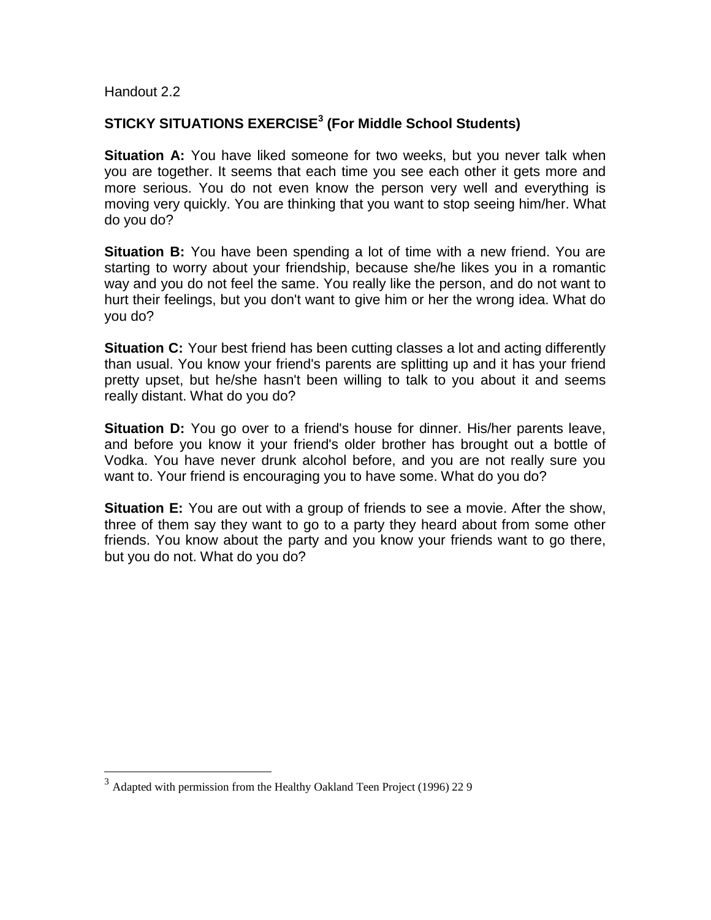Handout 2.2

## STICKY SITUATIONS EXERCISE[3] (For Middle School Students)

**Situation A:** You have liked someone for two weeks, but you never talk when you are together. It seems that each time you see each other it gets more and more serious. You do not even know the person very well and everything is moving very quickly. You are thinking that you want to stop seeing him/her. What do you do?

**Situation B:** You have been spending a lot of time with a new friend. You are starting to worry about your friendship, because she/he likes you in a romantic way and you do not feel the same. You really like the person, and do not want to hurt their feelings, but you don't want to give him or her the wrong idea. What do you do?

**Situation C:** Your best friend has been cutting classes a lot and acting differently than usual. You know your friend's parents are splitting up and it has your friend pretty upset, but he/she hasn't been willing to talk to you about it and seems really distant. What do you do?

**Situation D:** You go over to a friend's house for dinner. His/her parents leave, and before you know it your friend's older brother has brought out a bottle of Vodka. You have never drunk alcohol before, and you are not really sure you want to. Your friend is encouraging you to have some. What do you do?

**Situation E:** You are out with a group of friends to see a movie. After the show, three of them say they want to go to a party they heard about from some other friends. You know about the party and you know your friends want to go there, but you do not. What do you do?

---

[3] Adapted with permission from the Healthy Oakland Teen Project (1996) 22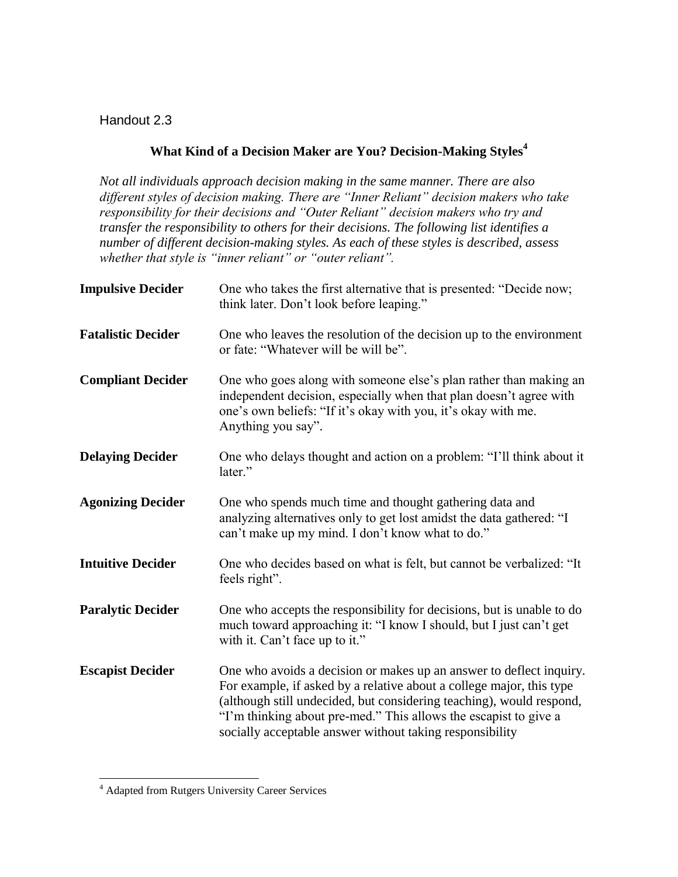Handout 2.3

## What Kind of a Decision Maker are You? Decision-Making Styles[4]

*Not all individuals approach decision making in the same manner. There are also different styles of decision making. There are "Inner Reliant" decision makers who take responsibility for their decisions and "Outer Reliant" decision makers who try and transfer the responsibility to others for their decisions. The following list identifies a number of different decision-making styles. As each of these styles is described, assess whether that style is "inner reliant" or "outer reliant".*

**Impulsive Decider** — One who takes the first alternative that is presented: "Decide now; think later. Don't look before leaping."

**Fatalistic Decider** — One who leaves the resolution of the decision up to the environment or fate: "Whatever will be will be".

**Compliant Decider** — One who goes along with someone else's plan rather than making an independent decision, especially when that plan doesn't agree with one's own beliefs: "If it's okay with you, it's okay with me. Anything you say".

**Delaying Decider** — One who delays thought and action on a problem: "I'll think about it later."

**Agonizing Decider** — One who spends much time and thought gathering data and analyzing alternatives only to get lost amidst the data gathered: "I can't make up my mind. I don't know what to do."

**Intuitive Decider** — One who decides based on what is felt, but cannot be verbalized: "It feels right".

**Paralytic Decider** — One who accepts the responsibility for decisions, but is unable to do much toward approaching it: "I know I should, but I just can't get with it. Can't face up to it."

**Escapist Decider** — One who avoids a decision or makes up an answer to deflect inquiry. For example, if asked by a relative about a college major, this type (although still undecided, but considering teaching), would respond, "I'm thinking about pre-med." This allows the escapist to give a socially acceptable answer without taking responsibility

---

[4] Adapted from Rutgers University Career Services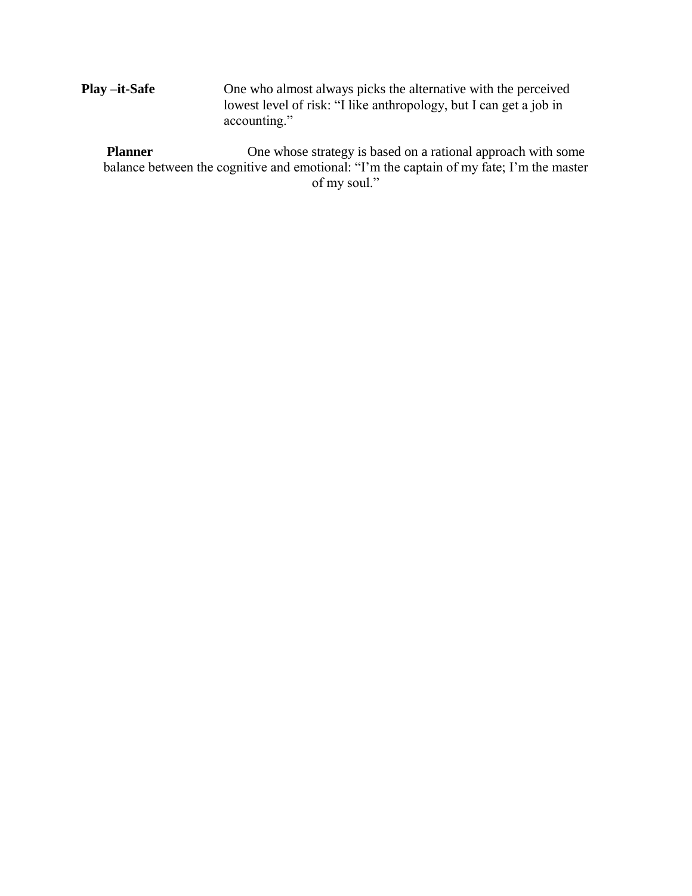**Play –it-Safe** One who almost always picks the alternative with the perceived lowest level of risk: "I like anthropology, but I can get a job in accounting."

**Planner** One whose strategy is based on a rational approach with some balance between the cognitive and emotional: "I'm the captain of my fate; I'm the master of my soul."